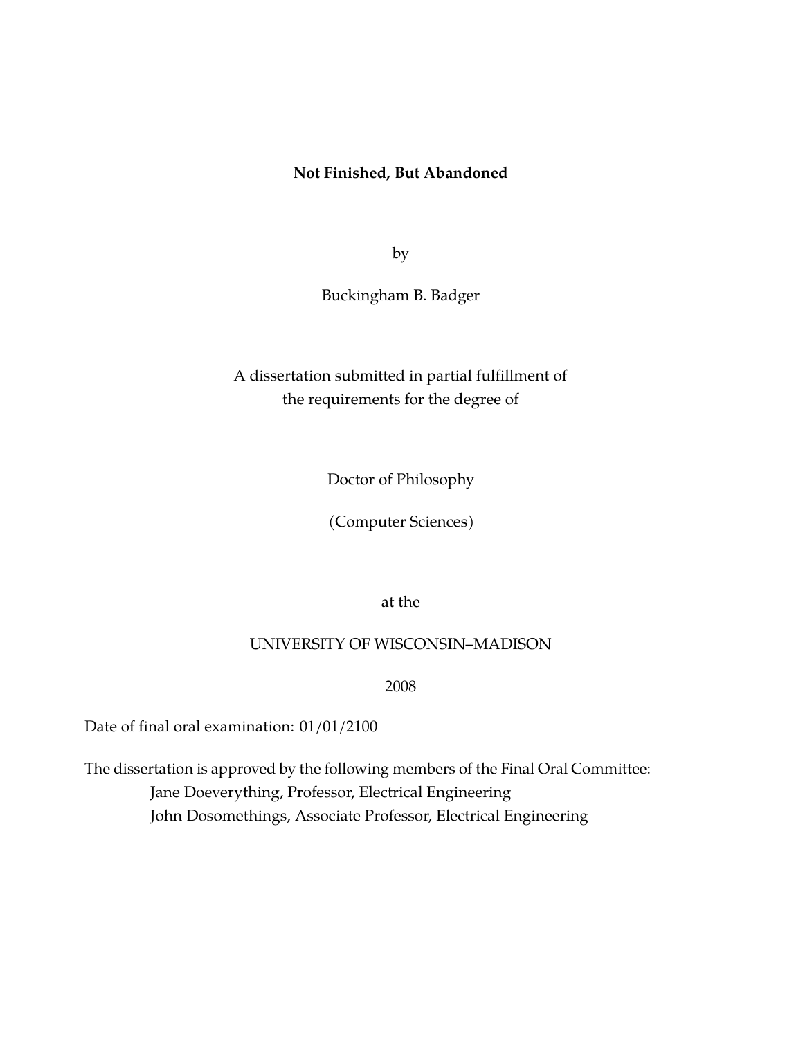**Not Finished, But Abandoned**

by

Buckingham B. Badger

A dissertation submitted in partial fulfillment of
the requirements for the degree of

Doctor of Philosophy

(Computer Sciences)

at the

UNIVERSITY OF WISCONSIN–MADISON

2008

Date of final oral examination: 01/01/2100

The dissertation is approved by the following members of the Final Oral Committee:
Jane Doeverything, Professor, Electrical Engineering
John Dosomethings, Associate Professor, Electrical Engineering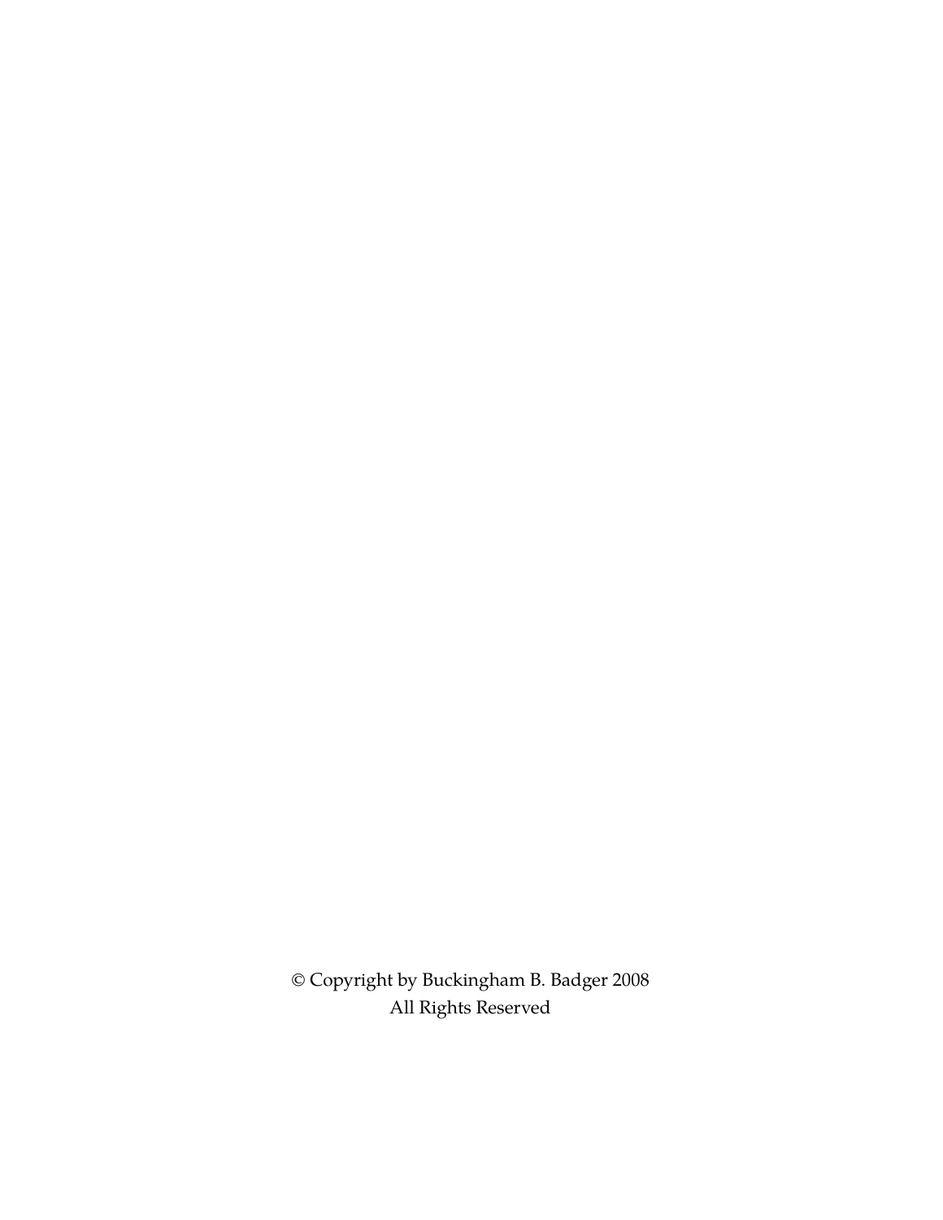© Copyright by Buckingham B. Badger 2008
All Rights Reserved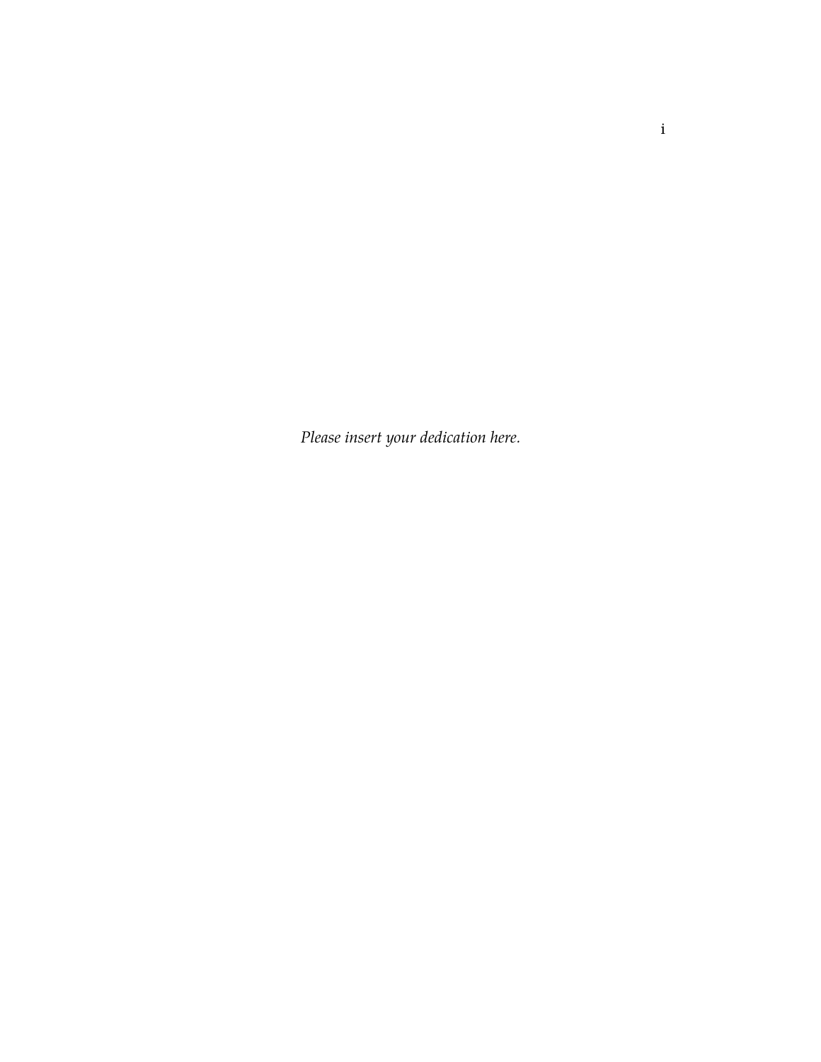*Please insert your dedication here.*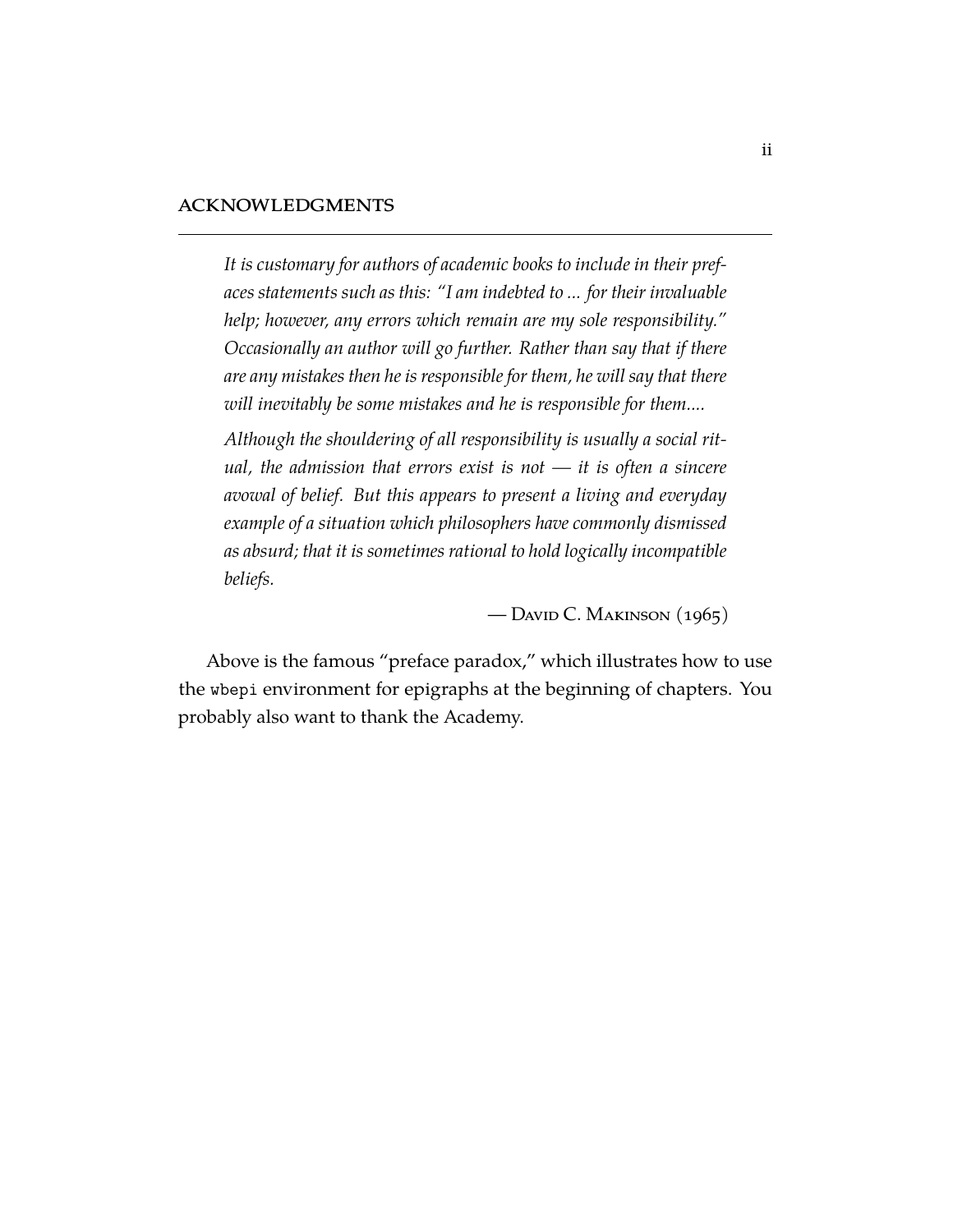## ACKNOWLEDGMENTS

> *It is customary for authors of academic books to include in their prefaces statements such as this: "I am indebted to ... for their invaluable help; however, any errors which remain are my sole responsibility." Occasionally an author will go further. Rather than say that if there are any mistakes then he is responsible for them, he will say that there will inevitably be some mistakes and he is responsible for them....*
>
> *Although the shouldering of all responsibility is usually a social ritual, the admission that errors exist is not — it is often a sincere avowal of belief. But this appears to present a living and everyday example of a situation which philosophers have commonly dismissed as absurd; that it is sometimes rational to hold logically incompatible beliefs.*
>
> — David C. Makinson (1965)

Above is the famous "preface paradox," which illustrates how to use the `wbepi` environment for epigraphs at the beginning of chapters. You probably also want to thank the Academy.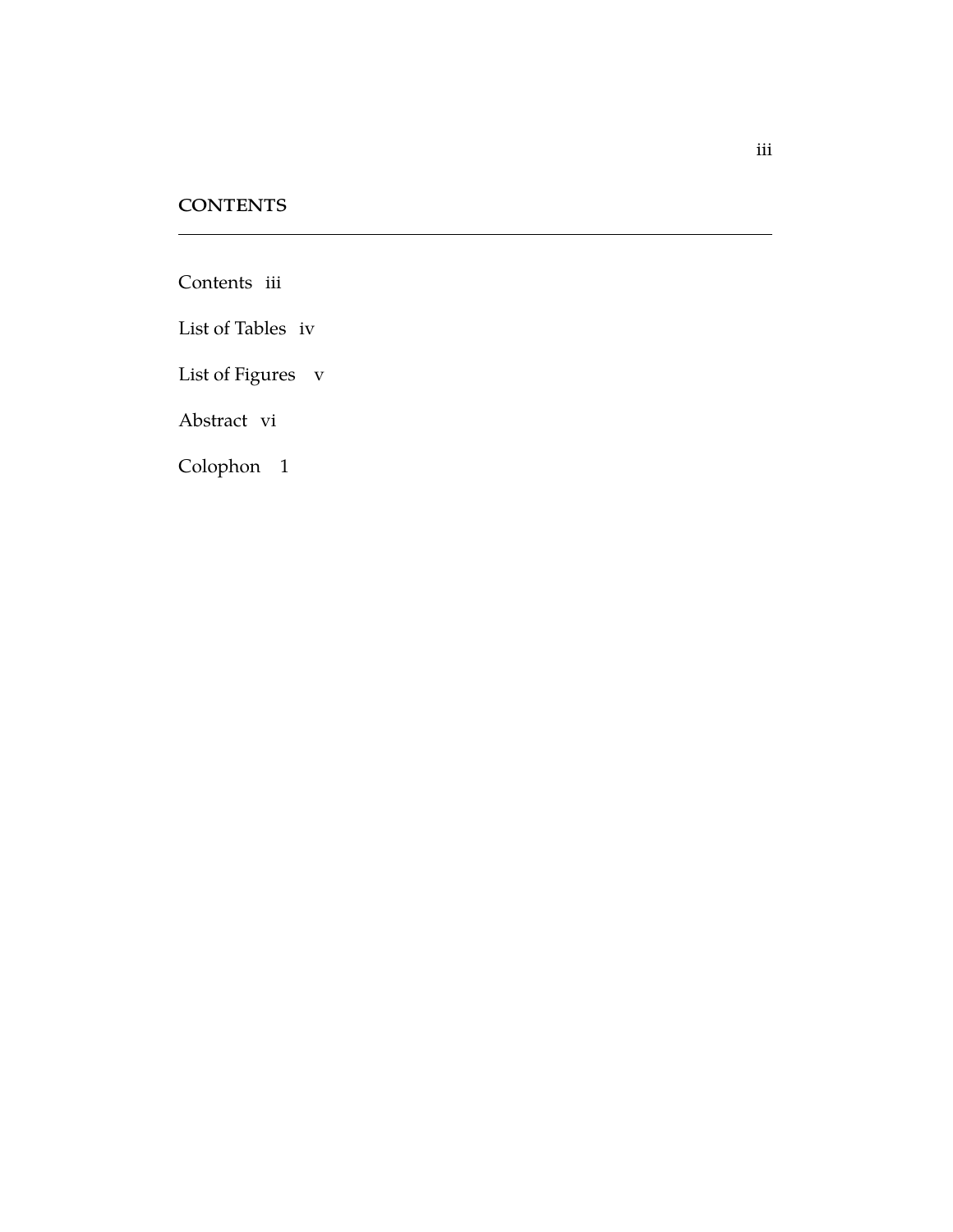# CONTENTS

Contents iii

List of Tables iv

List of Figures v

Abstract vi

Colophon 1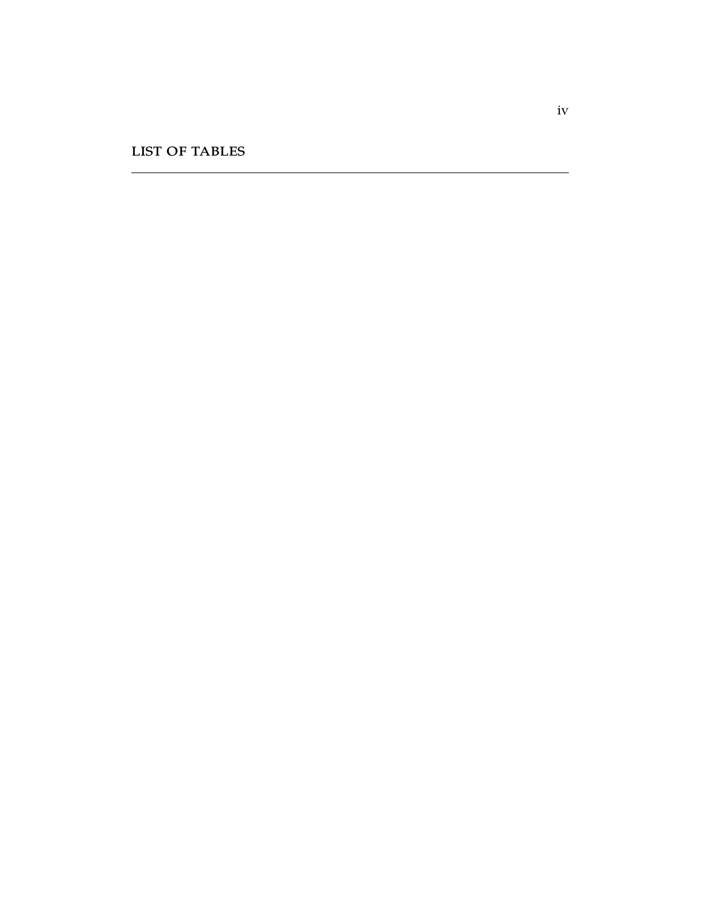# LIST OF TABLES

---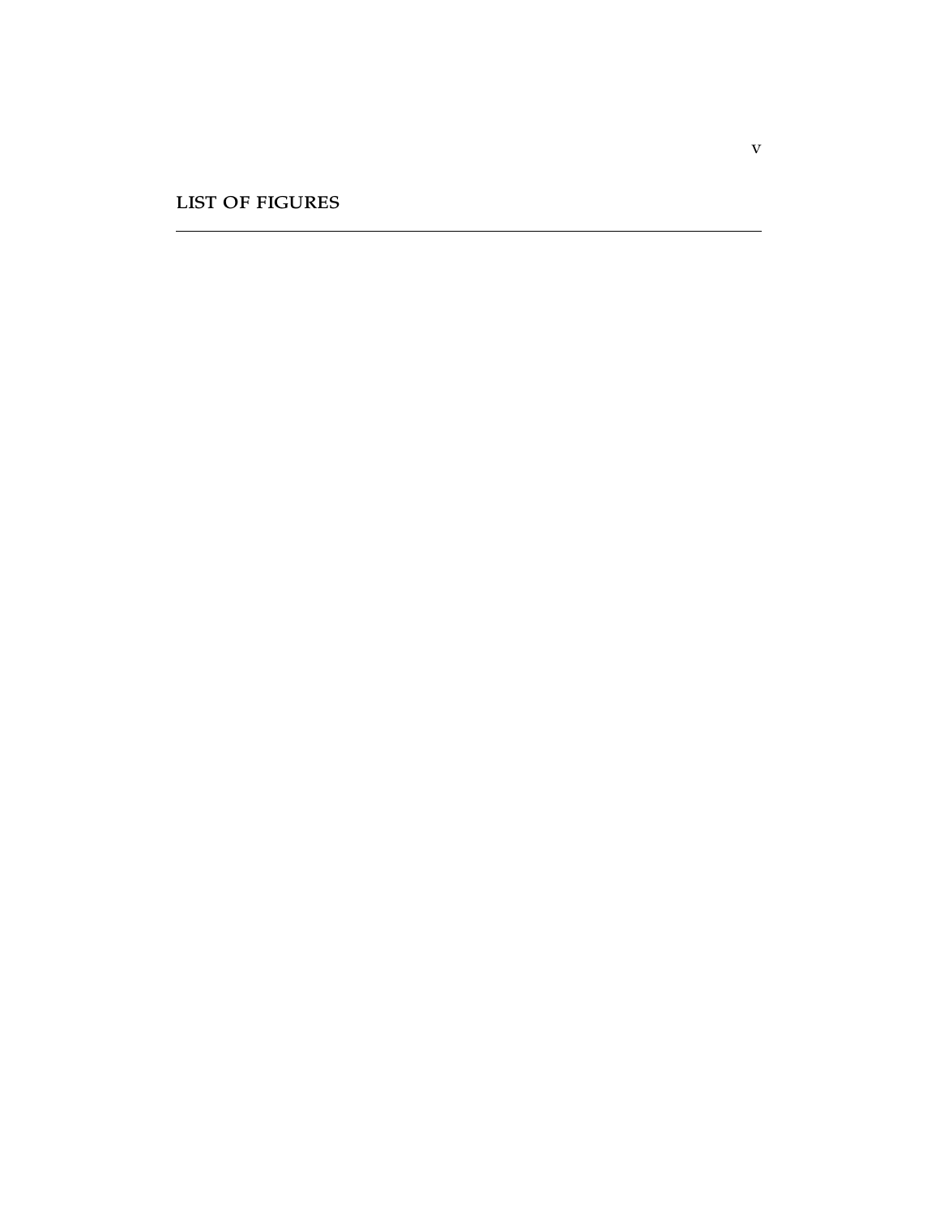# LIST OF FIGURES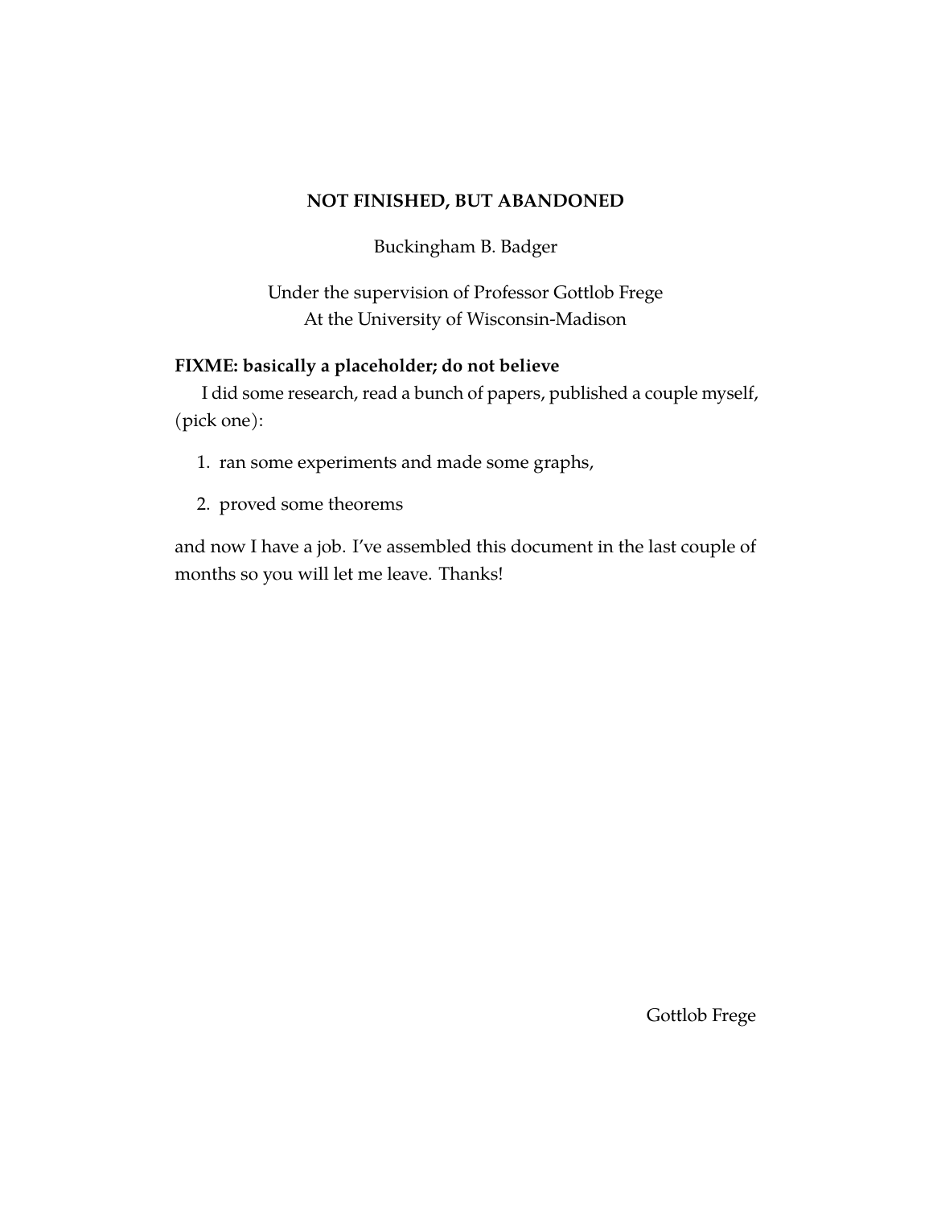**NOT FINISHED, BUT ABANDONED**

Buckingham B. Badger

Under the supervision of Professor Gottlob Frege
At the University of Wisconsin-Madison

**FIXME: basically a placeholder; do not believe**

I did some research, read a bunch of papers, published a couple myself, (pick one):

1. ran some experiments and made some graphs,
2. proved some theorems

and now I have a job. I've assembled this document in the last couple of months so you will let me leave. Thanks!

Gottlob Frege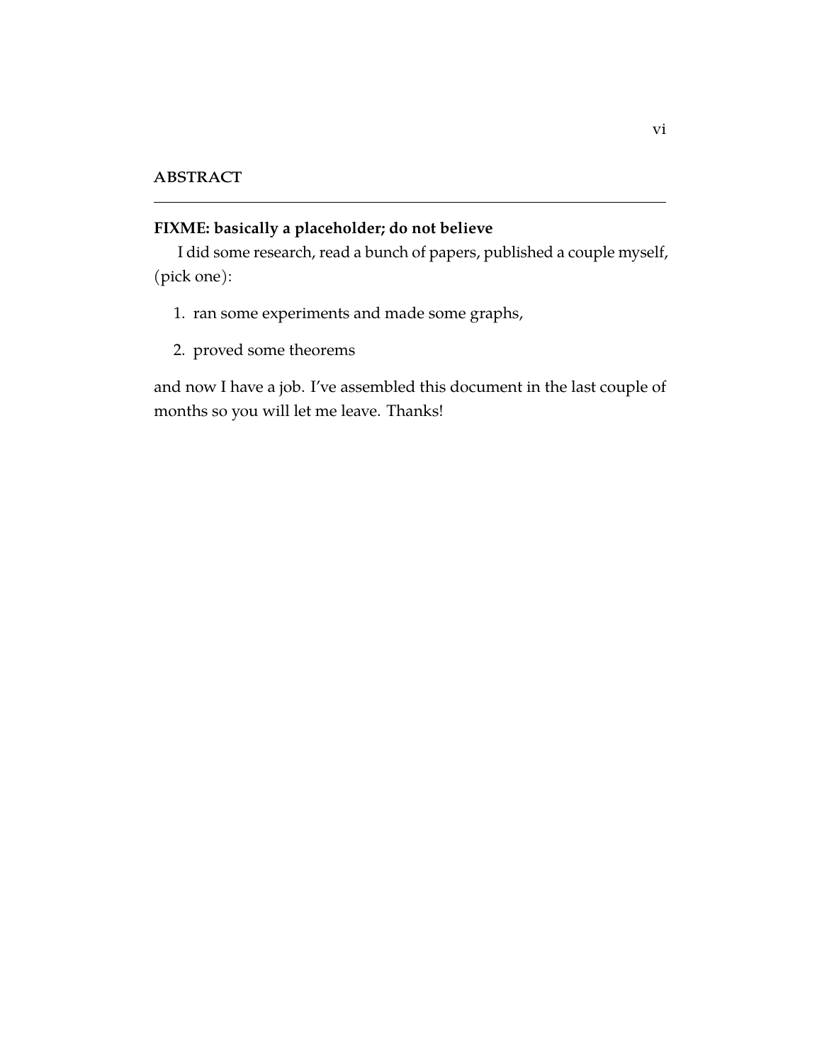## ABSTRACT

**FIXME: basically a placeholder; do not believe**

I did some research, read a bunch of papers, published a couple myself, (pick one):

1. ran some experiments and made some graphs,
2. proved some theorems

and now I have a job. I've assembled this document in the last couple of months so you will let me leave. Thanks!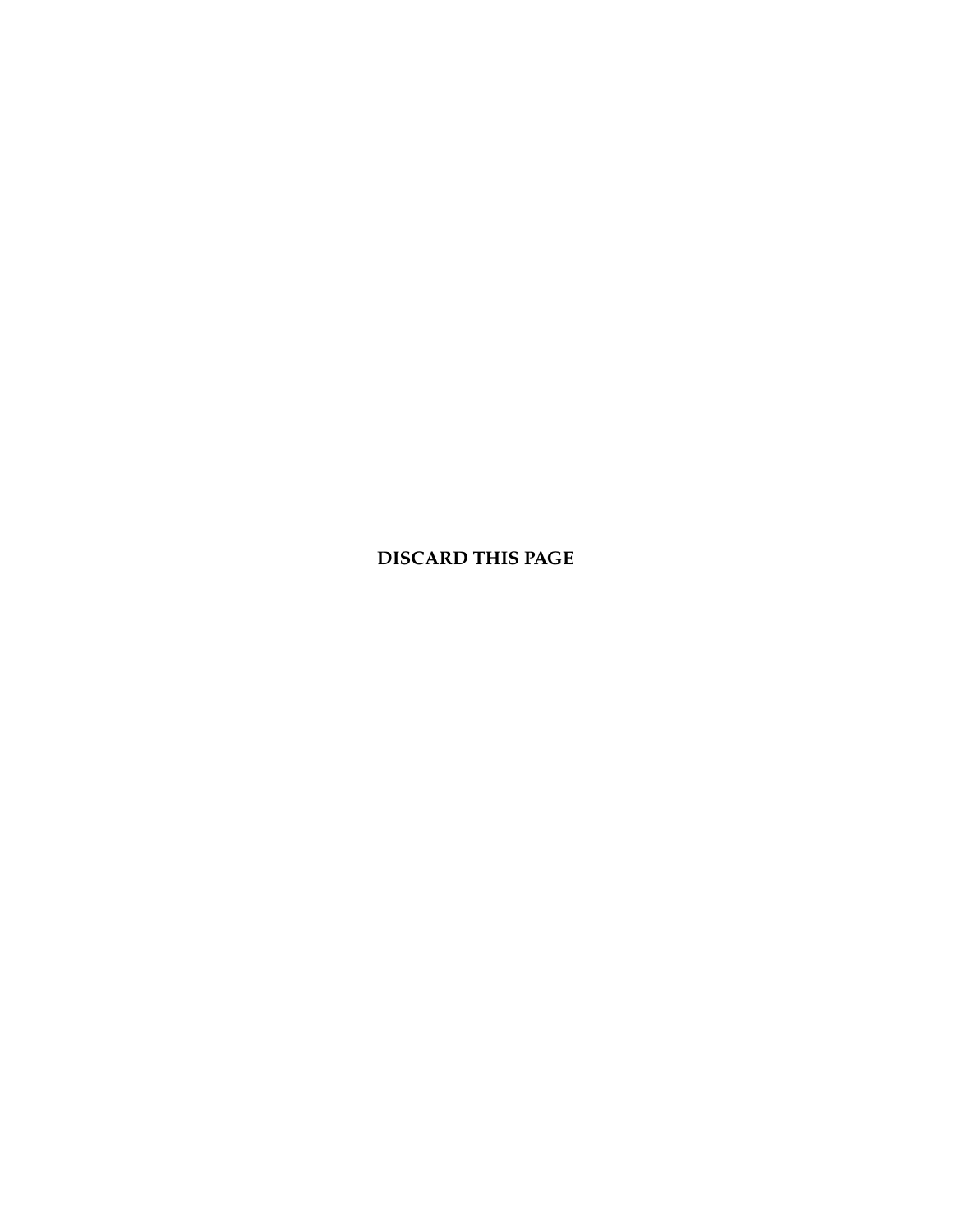**DISCARD THIS PAGE**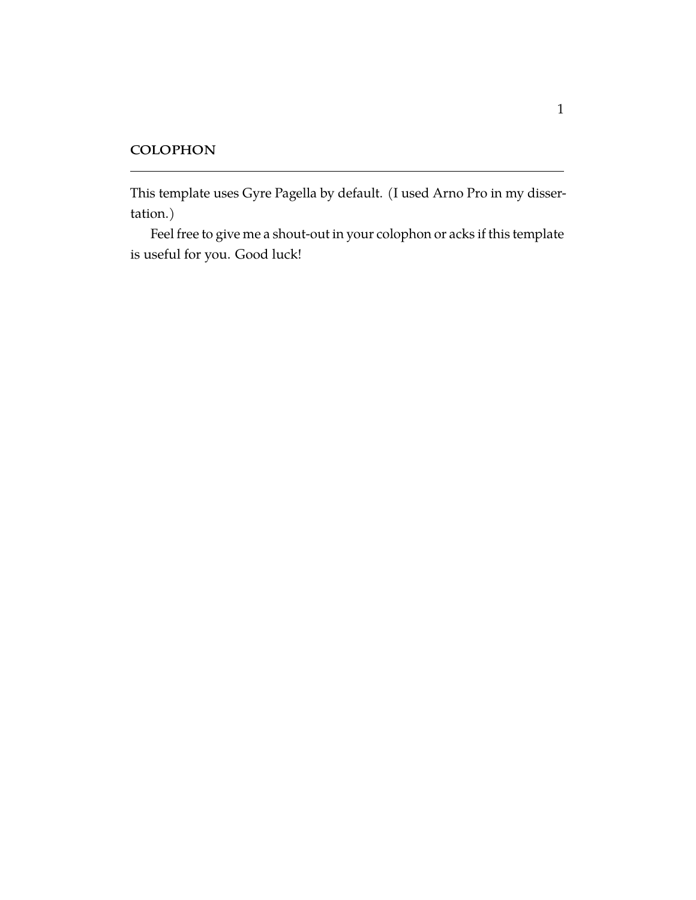## COLOPHON

This template uses Gyre Pagella by default. (I used Arno Pro in my dissertation.)

Feel free to give me a shout-out in your colophon or acks if this template is useful for you. Good luck!